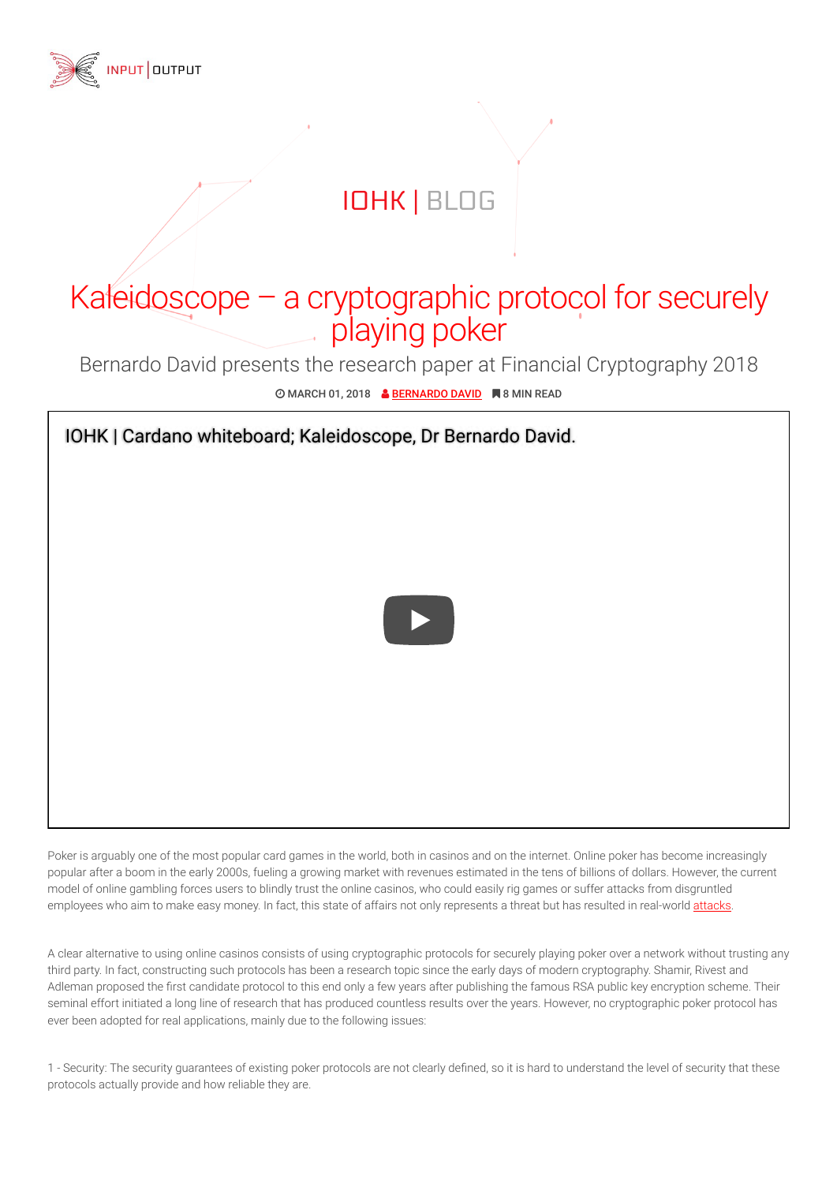INPUT | OUTPUT

IOHK | BLOG

# Kaleidoscope – a cryptographic protocol for securely playing poker

Bernardo David presents the research paper at Financial Cryptography 2018

MARCH 01, 2018 BERNARDO DAVID 8 MIN READ

IOHK | Cardano whiteboard; Kaleidoscope, Dr Bernardo David.

Poker is arguably one of the most popular card games in the world, both in casinos and on the internet. Online poker has become increasingly popular after a boom in the early 2000s, fueling a growing market with revenues estimated in the tens of billions of dollars. However, the current model of online gambling forces users to blindly trust the online casinos, who could easily rig games or suffer attacks from disgruntled employees who aim to make easy money. In fact, this state of affairs not only represents a threat but has resulted in real-world attacks.

A clear alternative to using online casinos consists of using cryptographic protocols for securely playing poker over a network without trusting any third party. In fact, constructing such protocols has been a research topic since the early days of modern cryptography. Shamir, Rivest and Adleman proposed the first candidate protocol to this end only a few years after publishing the famous RSA public key encryption scheme. Their seminal effort initiated a long line of research that has produced countless results over the years. However, no cryptographic poker protocol has ever been adopted for real applications, mainly due to the following issues:

1 - Security: The security guarantees of existing poker protocols are not clearly defined, so it is hard to understand the level of security that these protocols actually provide and how reliable they are.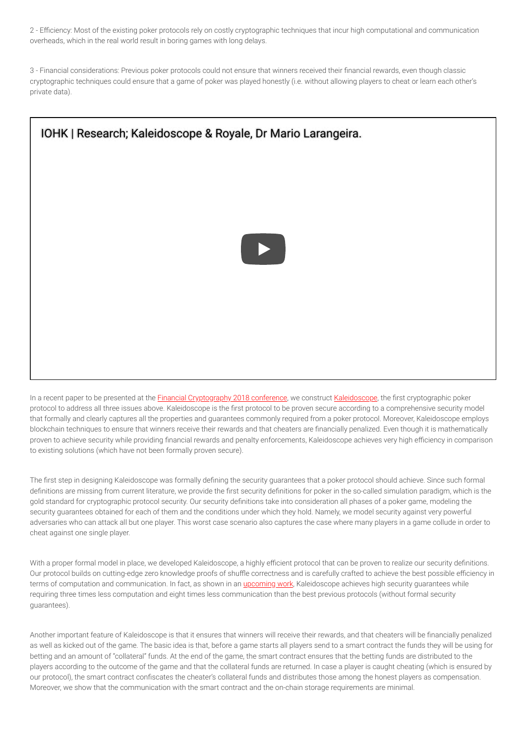2 - Efficiency: Most of the existing poker protocols rely on costly cryptographic techniques that incur high computational and communication overheads, which in the real world result in boring games with long delays.

3 - Financial considerations: Previous poker protocols could not ensure that winners received their financial rewards, even though classic cryptographic techniques could ensure that a game of poker was played honestly (i.e. without allowing players to cheat or learn each other's private data).

IOHK | Research; Kaleidoscope & Royale, Dr Mario Larangeira.

In a recent paper to be presented at the Financial Cryptography 2018 conference, we construct Kaleidoscope, the first cryptographic poker protocol to address all three issues above. Kaleidoscope is the first protocol to be proven secure according to a comprehensive security model that formally and clearly captures all the properties and guarantees commonly required from a poker protocol. Moreover, Kaleidoscope employs blockchain techniques to ensure that winners receive their rewards and that cheaters are financially penalized. Even though it is mathematically proven to achieve security while providing financial rewards and penalty enforcements, Kaleidoscope achieves very high efficiency in comparison to existing solutions (which have not been formally proven secure).

The first step in designing Kaleidoscope was formally defining the security guarantees that a poker protocol should achieve. Since such formal definitions are missing from current literature, we provide the first security definitions for poker in the so-called simulation paradigm, which is the gold standard for cryptographic protocol security. Our security definitions take into consideration all phases of a poker game, modeling the security guarantees obtained for each of them and the conditions under which they hold. Namely, we model security against very powerful adversaries who can attack all but one player. This worst case scenario also captures the case where many players in a game collude in order to cheat against one single player.

With a proper formal model in place, we developed Kaleidoscope, a highly efficient protocol that can be proven to realize our security definitions. Our protocol builds on cutting-edge zero knowledge proofs of shuffle correctness and is carefully crafted to achieve the best possible efficiency in terms of computation and communication. In fact, as shown in an upcoming work, Kaleidoscope achieves high security guarantees while requiring three times less computation and eight times less communication than the best previous protocols (without formal security guarantees).

Another important feature of Kaleidoscope is that it ensures that winners will receive their rewards, and that cheaters will be financially penalized as well as kicked out of the game. The basic idea is that, before a game starts all players send to a smart contract the funds they will be using for betting and an amount of "collateral" funds. At the end of the game, the smart contract ensures that the betting funds are distributed to the players according to the outcome of the game and that the collateral funds are returned. In case a player is caught cheating (which is ensured by our protocol), the smart contract confiscates the cheater's collateral funds and distributes those among the honest players as compensation. Moreover, we show that the communication with the smart contract and the on-chain storage requirements are minimal.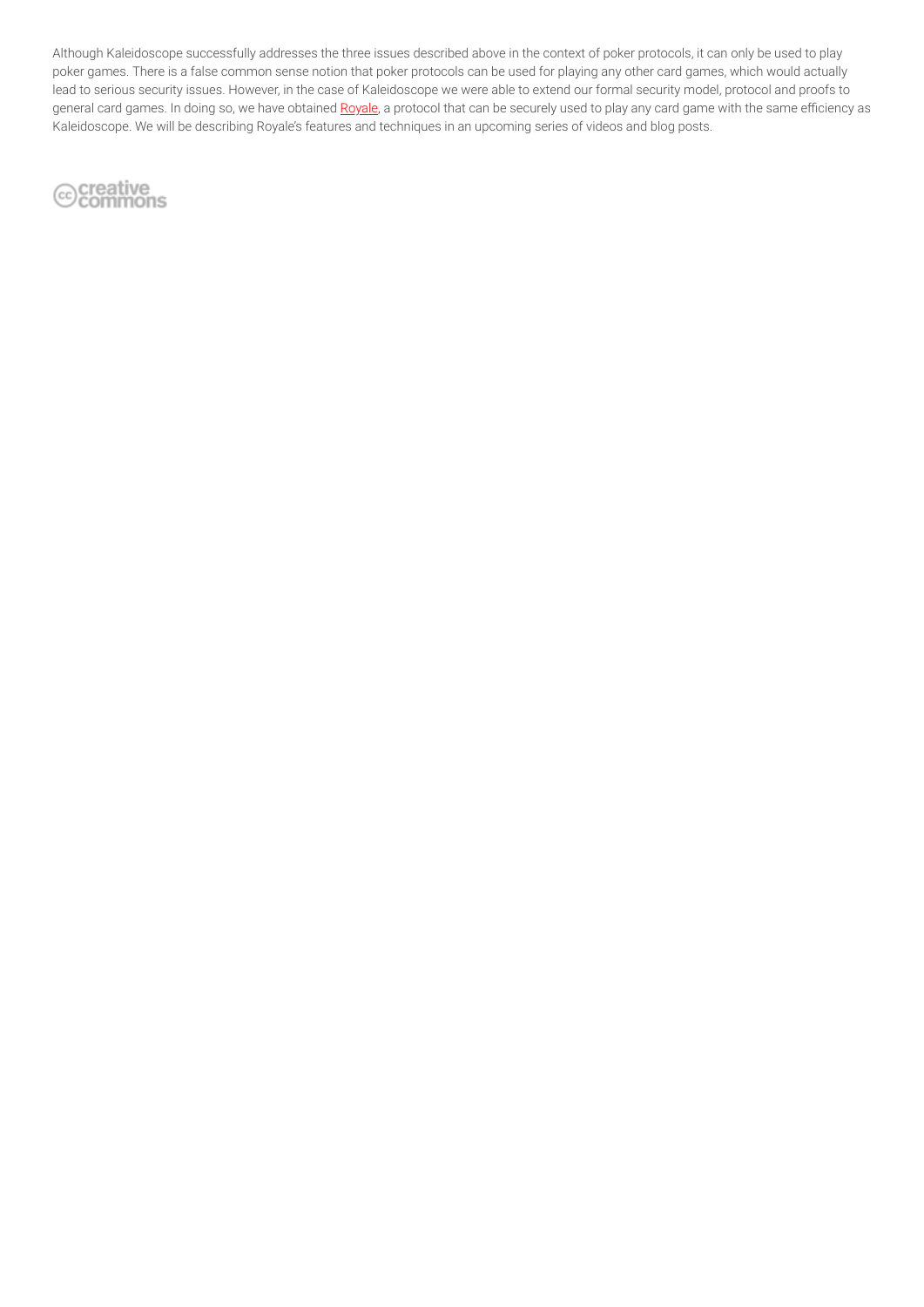Although Kaleidoscope successfully addresses the three issues described above in the context of poker protocols, it can only be used to play poker games. There is a false common sense notion that poker protocols can be used for playing any other card games, which would actually lead to serious security issues. However, in the case of Kaleidoscope we were able to extend our formal security model, protocol and proofs to general card games. In doing so, we have obtained Royale, a protocol that can be securely used to play any card game with the same efficiency as Kaleidoscope. We will be describing Royale's features and techniques in an upcoming series of videos and blog posts.